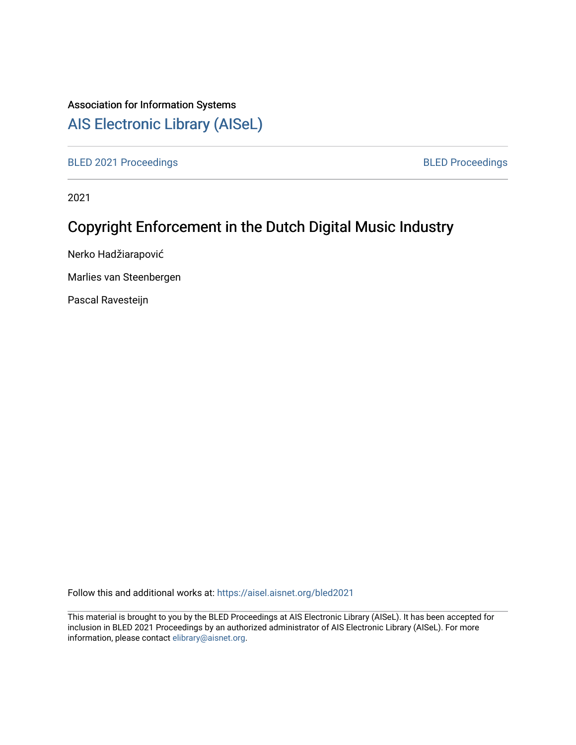Association for Information Systems

# AIS Electronic Library (AISeL)

BLED 2021 Proceedings

BLED Proceedings

2021

## Copyright Enforcement in the Dutch Digital Music Industry

Nerko Hadžiarapović

Marlies van Steenbergen

Pascal Ravesteijn

Follow this and additional works at: https://aisel.aisnet.org/bled2021

This material is brought to you by the BLED Proceedings at AIS Electronic Library (AISeL). It has been accepted for inclusion in BLED 2021 Proceedings by an authorized administrator of AIS Electronic Library (AISeL). For more information, please contact elibrary@aisnet.org.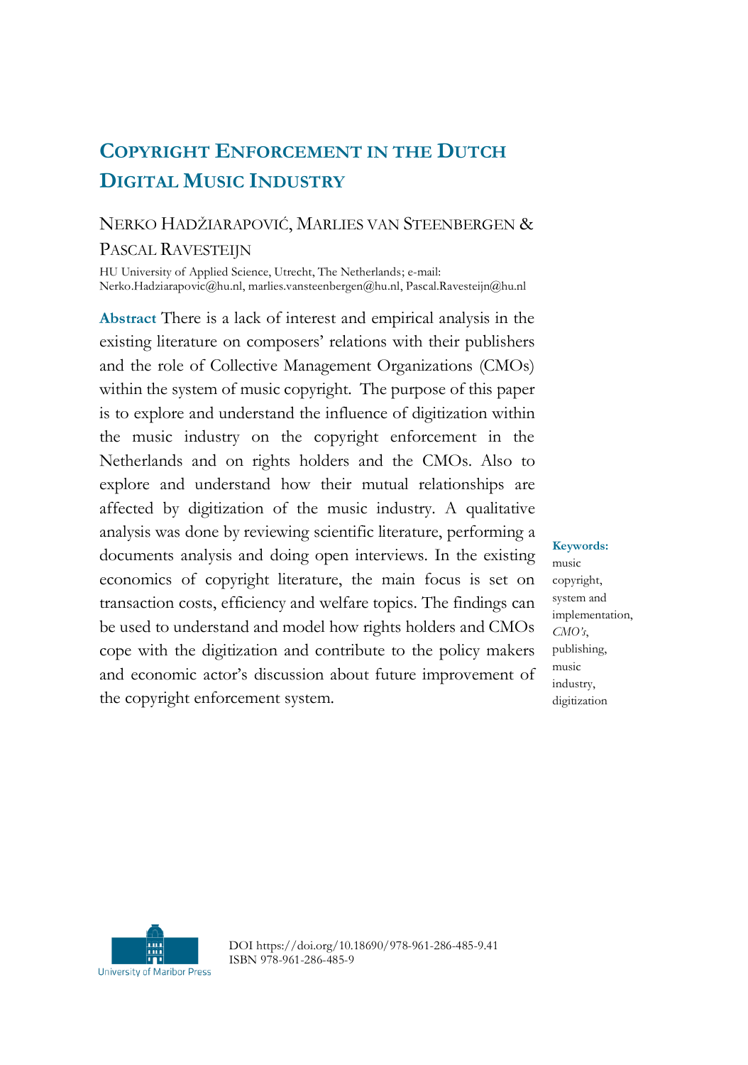# Copyright Enforcement in the Dutch Digital Music Industry

Nerko Hadžiarapović, Marlies van Steenbergen & Pascal Ravesteijn

HU University of Applied Science, Utrecht, The Netherlands; e-mail: Nerko.Hadziarapovic@hu.nl, marlies.vansteenbergen@hu.nl, Pascal.Ravesteijn@hu.nl

**Abstract** There is a lack of interest and empirical analysis in the existing literature on composers' relations with their publishers and the role of Collective Management Organizations (CMOs) within the system of music copyright. The purpose of this paper is to explore and understand the influence of digitization within the music industry on the copyright enforcement in the Netherlands and on rights holders and the CMOs. Also to explore and understand how their mutual relationships are affected by digitization of the music industry. A qualitative analysis was done by reviewing scientific literature, performing a documents analysis and doing open interviews. In the existing economics of copyright literature, the main focus is set on transaction costs, efficiency and welfare topics. The findings can be used to understand and model how rights holders and CMOs cope with the digitization and contribute to the policy makers and economic actor's discussion about future improvement of the copyright enforcement system.

**Keywords:** music copyright, system and implementation, *CMO's*, publishing, music industry, digitization

DOI https://doi.org/10.18690/978-961-286-485-9.41
ISBN 978-961-286-485-9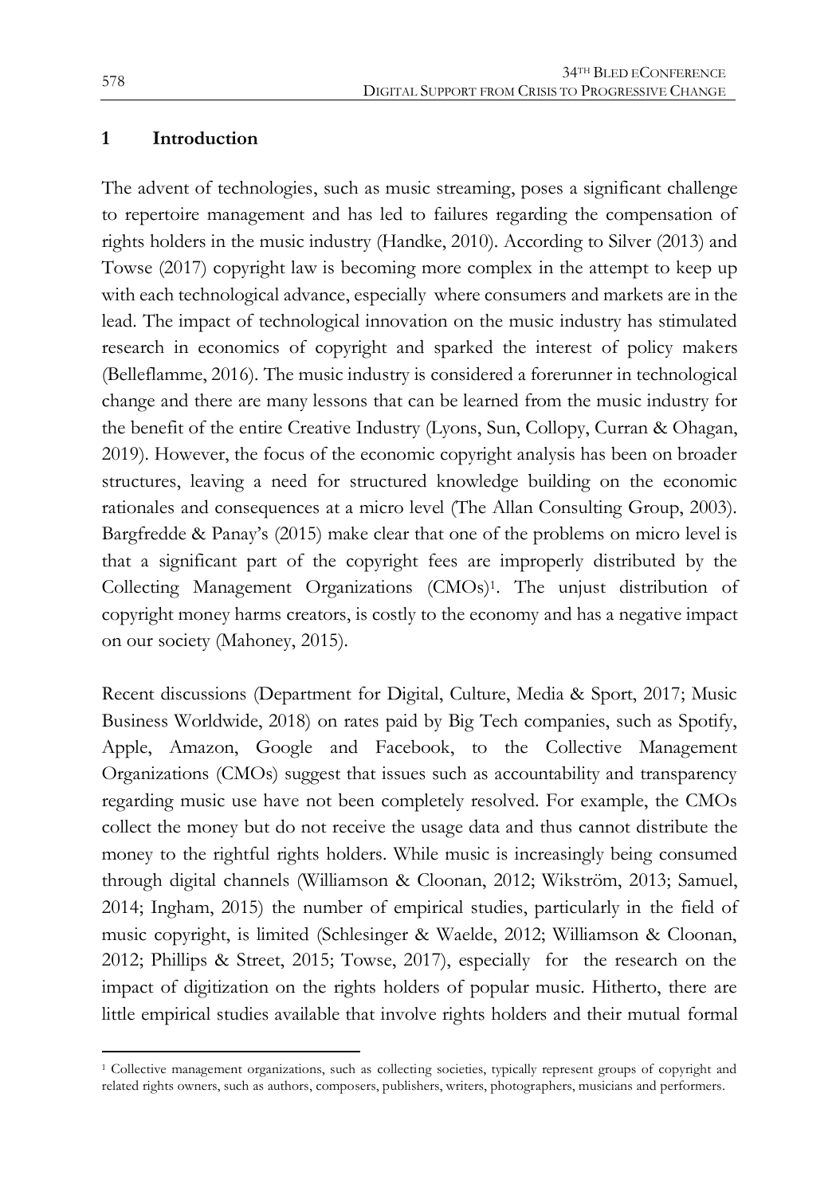## 1 Introduction

The advent of technologies, such as music streaming, poses a significant challenge to repertoire management and has led to failures regarding the compensation of rights holders in the music industry (Handke, 2010). According to Silver (2013) and Towse (2017) copyright law is becoming more complex in the attempt to keep up with each technological advance, especially where consumers and markets are in the lead. The impact of technological innovation on the music industry has stimulated research in economics of copyright and sparked the interest of policy makers (Belleflamme, 2016). The music industry is considered a forerunner in technological change and there are many lessons that can be learned from the music industry for the benefit of the entire Creative Industry (Lyons, Sun, Collopy, Curran & Ohagan, 2019). However, the focus of the economic copyright analysis has been on broader structures, leaving a need for structured knowledge building on the economic rationales and consequences at a micro level (The Allan Consulting Group, 2003). Bargfredde & Panay's (2015) make clear that one of the problems on micro level is that a significant part of the copyright fees are improperly distributed by the Collecting Management Organizations (CMOs)[1]. The unjust distribution of copyright money harms creators, is costly to the economy and has a negative impact on our society (Mahoney, 2015).

Recent discussions (Department for Digital, Culture, Media & Sport, 2017; Music Business Worldwide, 2018) on rates paid by Big Tech companies, such as Spotify, Apple, Amazon, Google and Facebook, to the Collective Management Organizations (CMOs) suggest that issues such as accountability and transparency regarding music use have not been completely resolved. For example, the CMOs collect the money but do not receive the usage data and thus cannot distribute the money to the rightful rights holders. While music is increasingly being consumed through digital channels (Williamson & Cloonan, 2012; Wikström, 2013; Samuel, 2014; Ingham, 2015) the number of empirical studies, particularly in the field of music copyright, is limited (Schlesinger & Waelde, 2012; Williamson & Cloonan, 2012; Phillips & Street, 2015; Towse, 2017), especially for the research on the impact of digitization on the rights holders of popular music. Hitherto, there are little empirical studies available that involve rights holders and their mutual formal

[1] Collective management organizations, such as collecting societies, typically represent groups of copyright and related rights owners, such as authors, composers, publishers, writers, photographers, musicians and performers.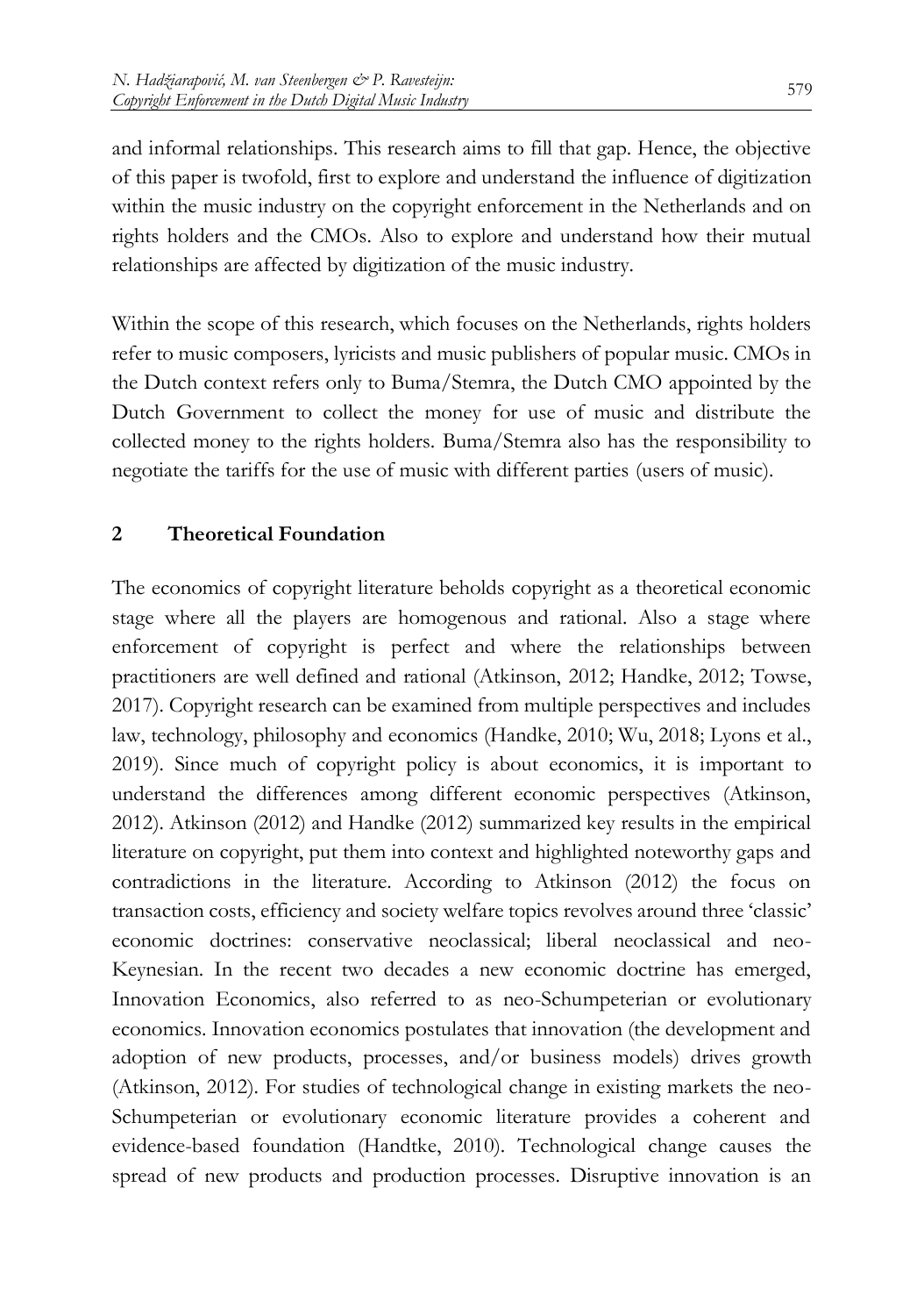and informal relationships. This research aims to fill that gap. Hence, the objective of this paper is twofold, first to explore and understand the influence of digitization within the music industry on the copyright enforcement in the Netherlands and on rights holders and the CMOs. Also to explore and understand how their mutual relationships are affected by digitization of the music industry.

Within the scope of this research, which focuses on the Netherlands, rights holders refer to music composers, lyricists and music publishers of popular music. CMOs in the Dutch context refers only to Buma/Stemra, the Dutch CMO appointed by the Dutch Government to collect the money for use of music and distribute the collected money to the rights holders. Buma/Stemra also has the responsibility to negotiate the tariffs for the use of music with different parties (users of music).

## 2 Theoretical Foundation

The economics of copyright literature beholds copyright as a theoretical economic stage where all the players are homogenous and rational. Also a stage where enforcement of copyright is perfect and where the relationships between practitioners are well defined and rational (Atkinson, 2012; Handke, 2012; Towse, 2017). Copyright research can be examined from multiple perspectives and includes law, technology, philosophy and economics (Handke, 2010; Wu, 2018; Lyons et al., 2019). Since much of copyright policy is about economics, it is important to understand the differences among different economic perspectives (Atkinson, 2012). Atkinson (2012) and Handke (2012) summarized key results in the empirical literature on copyright, put them into context and highlighted noteworthy gaps and contradictions in the literature. According to Atkinson (2012) the focus on transaction costs, efficiency and society welfare topics revolves around three 'classic' economic doctrines: conservative neoclassical; liberal neoclassical and neo-Keynesian. In the recent two decades a new economic doctrine has emerged, Innovation Economics, also referred to as neo-Schumpeterian or evolutionary economics. Innovation economics postulates that innovation (the development and adoption of new products, processes, and/or business models) drives growth (Atkinson, 2012). For studies of technological change in existing markets the neo-Schumpeterian or evolutionary economic literature provides a coherent and evidence-based foundation (Handtke, 2010). Technological change causes the spread of new products and production processes. Disruptive innovation is an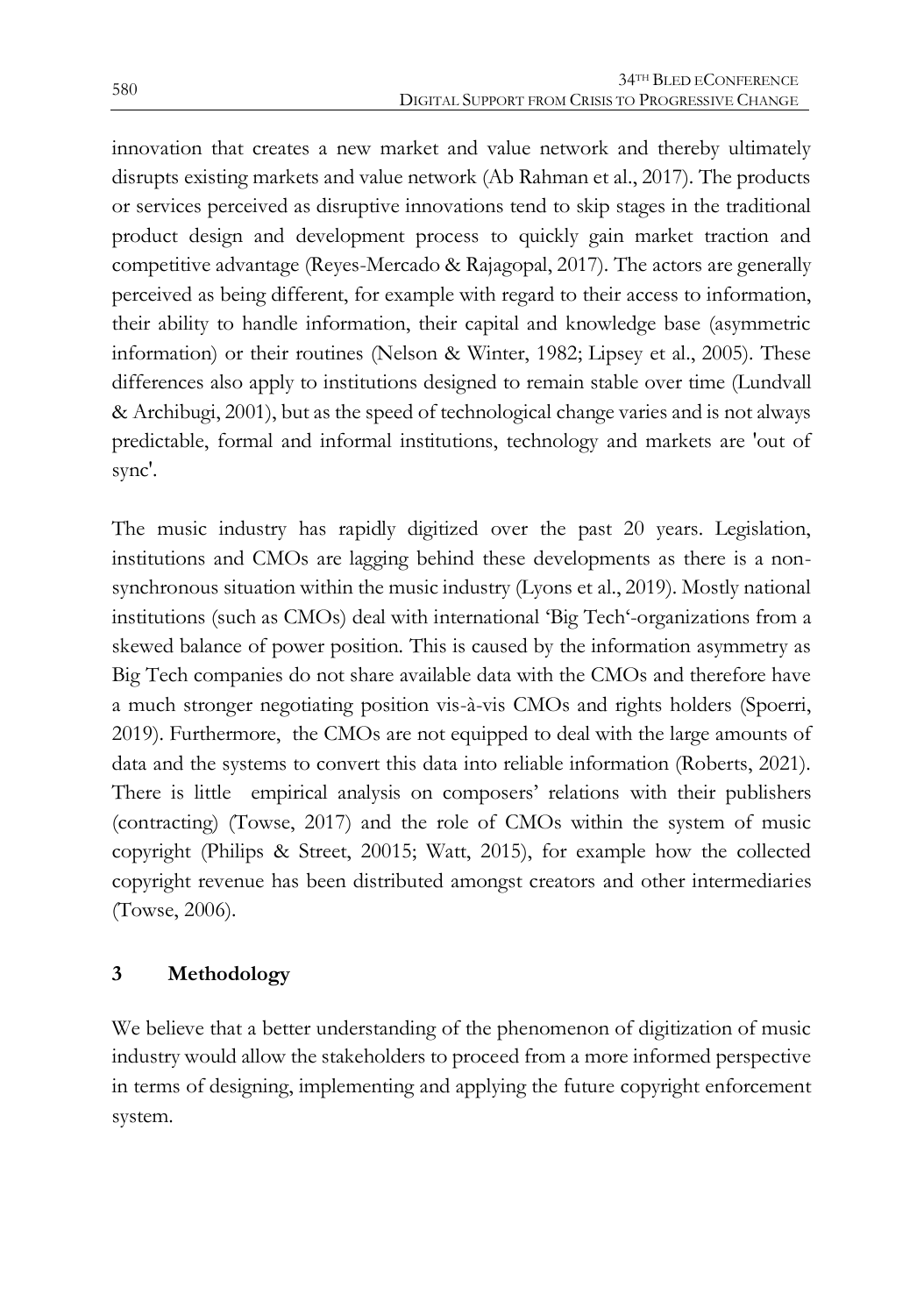innovation that creates a new market and value network and thereby ultimately disrupts existing markets and value network (Ab Rahman et al., 2017). The products or services perceived as disruptive innovations tend to skip stages in the traditional product design and development process to quickly gain market traction and competitive advantage (Reyes-Mercado & Rajagopal, 2017). The actors are generally perceived as being different, for example with regard to their access to information, their ability to handle information, their capital and knowledge base (asymmetric information) or their routines (Nelson & Winter, 1982; Lipsey et al., 2005). These differences also apply to institutions designed to remain stable over time (Lundvall & Archibugi, 2001), but as the speed of technological change varies and is not always predictable, formal and informal institutions, technology and markets are 'out of sync'.

The music industry has rapidly digitized over the past 20 years. Legislation, institutions and CMOs are lagging behind these developments as there is a non-synchronous situation within the music industry (Lyons et al., 2019). Mostly national institutions (such as CMOs) deal with international 'Big Tech'-organizations from a skewed balance of power position. This is caused by the information asymmetry as Big Tech companies do not share available data with the CMOs and therefore have a much stronger negotiating position vis-à-vis CMOs and rights holders (Spoerri, 2019). Furthermore, the CMOs are not equipped to deal with the large amounts of data and the systems to convert this data into reliable information (Roberts, 2021). There is little empirical analysis on composers' relations with their publishers (contracting) (Towse, 2017) and the role of CMOs within the system of music copyright (Philips & Street, 20015; Watt, 2015), for example how the collected copyright revenue has been distributed amongst creators and other intermediaries (Towse, 2006).

## 3 Methodology

We believe that a better understanding of the phenomenon of digitization of music industry would allow the stakeholders to proceed from a more informed perspective in terms of designing, implementing and applying the future copyright enforcement system.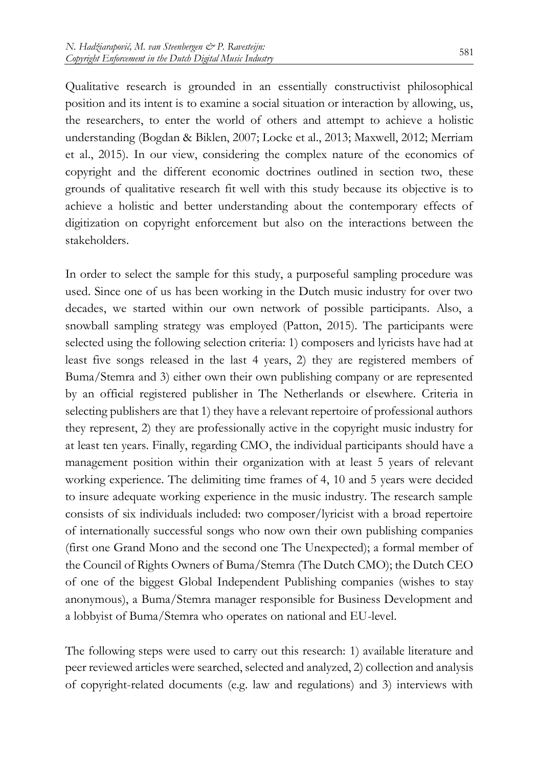Qualitative research is grounded in an essentially constructivist philosophical position and its intent is to examine a social situation or interaction by allowing, us, the researchers, to enter the world of others and attempt to achieve a holistic understanding (Bogdan & Biklen, 2007; Locke et al., 2013; Maxwell, 2012; Merriam et al., 2015). In our view, considering the complex nature of the economics of copyright and the different economic doctrines outlined in section two, these grounds of qualitative research fit well with this study because its objective is to achieve a holistic and better understanding about the contemporary effects of digitization on copyright enforcement but also on the interactions between the stakeholders.

In order to select the sample for this study, a purposeful sampling procedure was used. Since one of us has been working in the Dutch music industry for over two decades, we started within our own network of possible participants. Also, a snowball sampling strategy was employed (Patton, 2015). The participants were selected using the following selection criteria: 1) composers and lyricists have had at least five songs released in the last 4 years, 2) they are registered members of Buma/Stemra and 3) either own their own publishing company or are represented by an official registered publisher in The Netherlands or elsewhere. Criteria in selecting publishers are that 1) they have a relevant repertoire of professional authors they represent, 2) they are professionally active in the copyright music industry for at least ten years. Finally, regarding CMO, the individual participants should have a management position within their organization with at least 5 years of relevant working experience. The delimiting time frames of 4, 10 and 5 years were decided to insure adequate working experience in the music industry. The research sample consists of six individuals included: two composer/lyricist with a broad repertoire of internationally successful songs who now own their own publishing companies (first one Grand Mono and the second one The Unexpected); a formal member of the Council of Rights Owners of Buma/Stemra (The Dutch CMO); the Dutch CEO of one of the biggest Global Independent Publishing companies (wishes to stay anonymous), a Buma/Stemra manager responsible for Business Development and a lobbyist of Buma/Stemra who operates on national and EU-level.

The following steps were used to carry out this research: 1) available literature and peer reviewed articles were searched, selected and analyzed, 2) collection and analysis of copyright-related documents (e.g. law and regulations) and 3) interviews with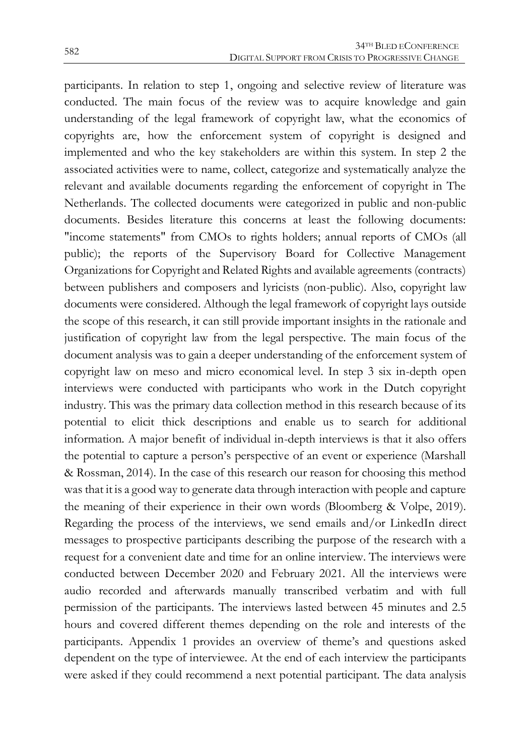participants. In relation to step 1, ongoing and selective review of literature was conducted. The main focus of the review was to acquire knowledge and gain understanding of the legal framework of copyright law, what the economics of copyrights are, how the enforcement system of copyright is designed and implemented and who the key stakeholders are within this system. In step 2 the associated activities were to name, collect, categorize and systematically analyze the relevant and available documents regarding the enforcement of copyright in The Netherlands. The collected documents were categorized in public and non-public documents. Besides literature this concerns at least the following documents: "income statements" from CMOs to rights holders; annual reports of CMOs (all public); the reports of the Supervisory Board for Collective Management Organizations for Copyright and Related Rights and available agreements (contracts) between publishers and composers and lyricists (non-public). Also, copyright law documents were considered. Although the legal framework of copyright lays outside the scope of this research, it can still provide important insights in the rationale and justification of copyright law from the legal perspective. The main focus of the document analysis was to gain a deeper understanding of the enforcement system of copyright law on meso and micro economical level. In step 3 six in-depth open interviews were conducted with participants who work in the Dutch copyright industry. This was the primary data collection method in this research because of its potential to elicit thick descriptions and enable us to search for additional information. A major benefit of individual in-depth interviews is that it also offers the potential to capture a person's perspective of an event or experience (Marshall & Rossman, 2014). In the case of this research our reason for choosing this method was that it is a good way to generate data through interaction with people and capture the meaning of their experience in their own words (Bloomberg & Volpe, 2019). Regarding the process of the interviews, we send emails and/or LinkedIn direct messages to prospective participants describing the purpose of the research with a request for a convenient date and time for an online interview. The interviews were conducted between December 2020 and February 2021. All the interviews were audio recorded and afterwards manually transcribed verbatim and with full permission of the participants. The interviews lasted between 45 minutes and 2.5 hours and covered different themes depending on the role and interests of the participants. Appendix 1 provides an overview of theme's and questions asked dependent on the type of interviewee. At the end of each interview the participants were asked if they could recommend a next potential participant. The data analysis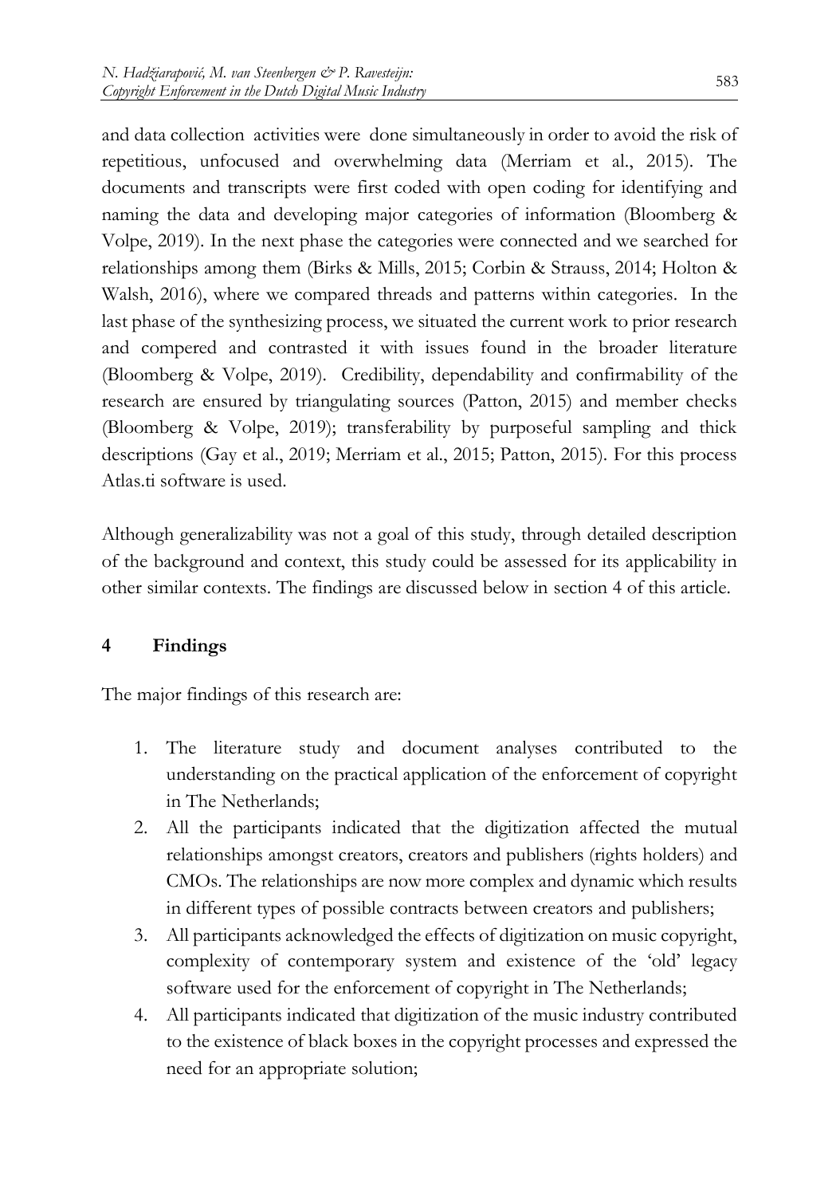and data collection activities were done simultaneously in order to avoid the risk of repetitious, unfocused and overwhelming data (Merriam et al., 2015). The documents and transcripts were first coded with open coding for identifying and naming the data and developing major categories of information (Bloomberg & Volpe, 2019). In the next phase the categories were connected and we searched for relationships among them (Birks & Mills, 2015; Corbin & Strauss, 2014; Holton & Walsh, 2016), where we compared threads and patterns within categories. In the last phase of the synthesizing process, we situated the current work to prior research and compered and contrasted it with issues found in the broader literature (Bloomberg & Volpe, 2019). Credibility, dependability and confirmability of the research are ensured by triangulating sources (Patton, 2015) and member checks (Bloomberg & Volpe, 2019); transferability by purposeful sampling and thick descriptions (Gay et al., 2019; Merriam et al., 2015; Patton, 2015). For this process Atlas.ti software is used.

Although generalizability was not a goal of this study, through detailed description of the background and context, this study could be assessed for its applicability in other similar contexts. The findings are discussed below in section 4 of this article.

## 4 Findings

The major findings of this research are:

1. The literature study and document analyses contributed to the understanding on the practical application of the enforcement of copyright in The Netherlands;
2. All the participants indicated that the digitization affected the mutual relationships amongst creators, creators and publishers (rights holders) and CMOs. The relationships are now more complex and dynamic which results in different types of possible contracts between creators and publishers;
3. All participants acknowledged the effects of digitization on music copyright, complexity of contemporary system and existence of the 'old' legacy software used for the enforcement of copyright in The Netherlands;
4. All participants indicated that digitization of the music industry contributed to the existence of black boxes in the copyright processes and expressed the need for an appropriate solution;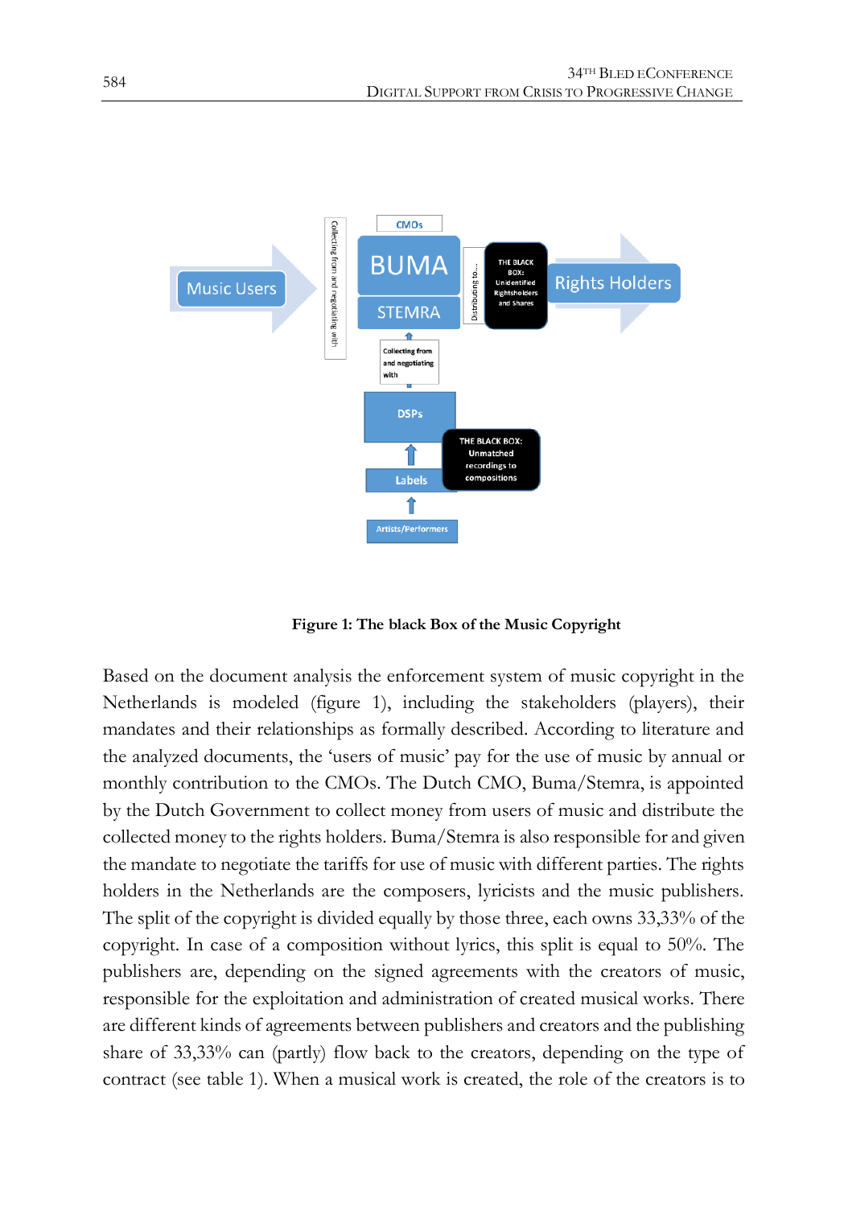Figure 1: The black Box of the Music Copyright

Based on the document analysis the enforcement system of music copyright in the Netherlands is modeled (figure 1), including the stakeholders (players), their mandates and their relationships as formally described. According to literature and the analyzed documents, the 'users of music' pay for the use of music by annual or monthly contribution to the CMOs. The Dutch CMO, Buma/Stemra, is appointed by the Dutch Government to collect money from users of music and distribute the collected money to the rights holders. Buma/Stemra is also responsible for and given the mandate to negotiate the tariffs for use of music with different parties. The rights holders in the Netherlands are the composers, lyricists and the music publishers. The split of the copyright is divided equally by those three, each owns 33,33% of the copyright. In case of a composition without lyrics, this split is equal to 50%. The publishers are, depending on the signed agreements with the creators of music, responsible for the exploitation and administration of created musical works. There are different kinds of agreements between publishers and creators and the publishing share of 33,33% can (partly) flow back to the creators, depending on the type of contract (see table 1). When a musical work is created, the role of the creators is to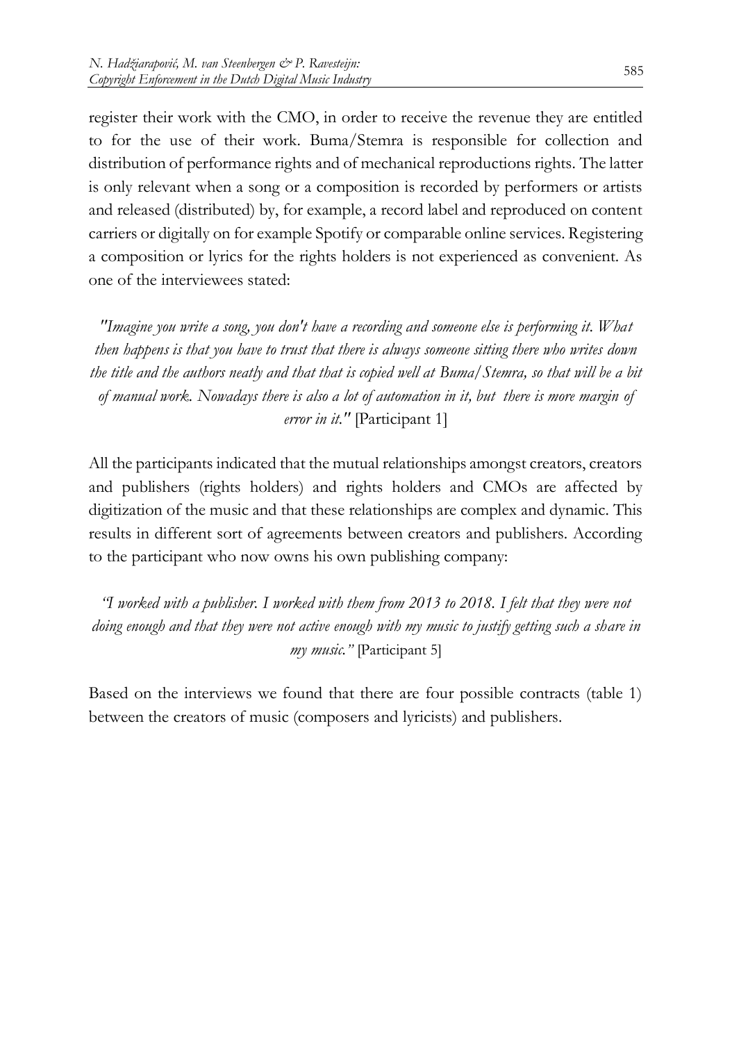register their work with the CMO, in order to receive the revenue they are entitled to for the use of their work. Buma/Stemra is responsible for collection and distribution of performance rights and of mechanical reproductions rights. The latter is only relevant when a song or a composition is recorded by performers or artists and released (distributed) by, for example, a record label and reproduced on content carriers or digitally on for example Spotify or comparable online services. Registering a composition or lyrics for the rights holders is not experienced as convenient. As one of the interviewees stated:

> *"Imagine you write a song, you don't have a recording and someone else is performing it. What then happens is that you have to trust that there is always someone sitting there who writes down the title and the authors neatly and that that is copied well at Buma/Stemra, so that will be a bit of manual work. Nowadays there is also a lot of automation in it, but there is more margin of error in it."* [Participant 1]

All the participants indicated that the mutual relationships amongst creators, creators and publishers (rights holders) and rights holders and CMOs are affected by digitization of the music and that these relationships are complex and dynamic. This results in different sort of agreements between creators and publishers. According to the participant who now owns his own publishing company:

> *"I worked with a publisher. I worked with them from 2013 to 2018. I felt that they were not doing enough and that they were not active enough with my music to justify getting such a share in my music."* [Participant 5]

Based on the interviews we found that there are four possible contracts (table 1) between the creators of music (composers and lyricists) and publishers.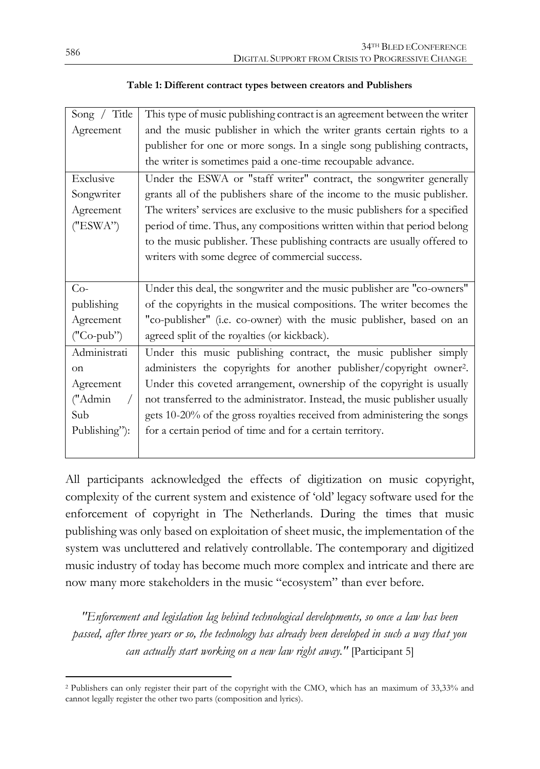**Table 1: Different contract types between creators and Publishers**

| | |
|---|---|
| Song / Title Agreement | This type of music publishing contract is an agreement between the writer and the music publisher in which the writer grants certain rights to a publisher for one or more songs. In a single song publishing contracts, the writer is sometimes paid a one-time recoupable advance. |
| Exclusive Songwriter Agreement ("ESWA") | Under the ESWA or "staff writer" contract, the songwriter generally grants all of the publishers share of the income to the music publisher. The writers' services are exclusive to the music publishers for a specified period of time. Thus, any compositions written within that period belong to the music publisher. These publishing contracts are usually offered to writers with some degree of commercial success. |
| Co-publishing Agreement ("Co-pub") | Under this deal, the songwriter and the music publisher are "co-owners" of the copyrights in the musical compositions. The writer becomes the "co-publisher" (i.e. co-owner) with the music publisher, based on an agreed split of the royalties (or kickback). |
| Administration Agreement ("Admin / Sub Publishing"): | Under this music publishing contract, the music publisher simply administers the copyrights for another publisher/copyright owner[2]. Under this coveted arrangement, ownership of the copyright is usually not transferred to the administrator. Instead, the music publisher usually gets 10-20% of the gross royalties received from administering the songs for a certain period of time and for a certain territory. |

All participants acknowledged the effects of digitization on music copyright, complexity of the current system and existence of 'old' legacy software used for the enforcement of copyright in The Netherlands. During the times that music publishing was only based on exploitation of sheet music, the implementation of the system was uncluttered and relatively controllable. The contemporary and digitized music industry of today has become much more complex and intricate and there are now many more stakeholders in the music "ecosystem" than ever before.

*"Enforcement and legislation lag behind technological developments, so once a law has been passed, after three years or so, the technology has already been developed in such a way that you can actually start working on a new law right away."* [Participant 5]

[2] Publishers can only register their part of the copyright with the CMO, which has an maximum of 33,33% and cannot legally register the other two parts (composition and lyrics).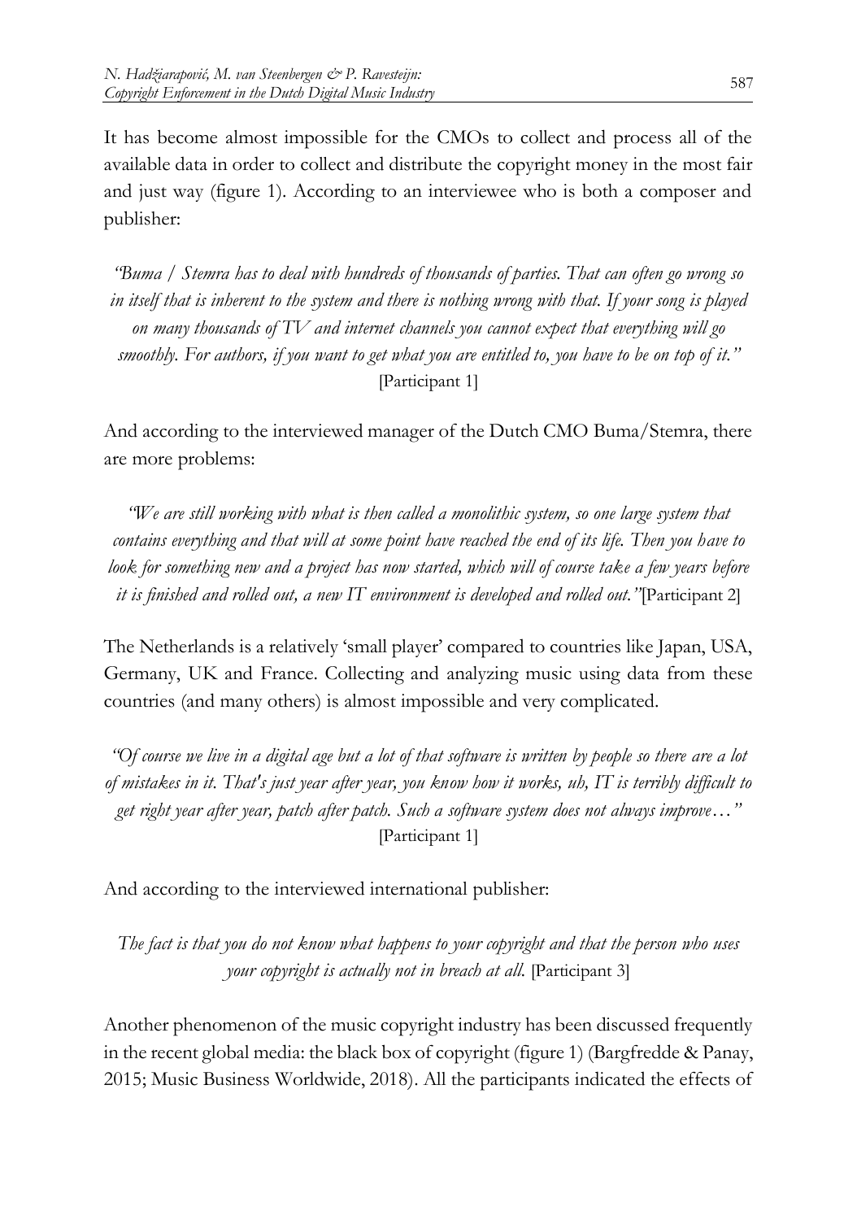It has become almost impossible for the CMOs to collect and process all of the available data in order to collect and distribute the copyright money in the most fair and just way (figure 1). According to an interviewee who is both a composer and publisher:

*"Buma / Stemra has to deal with hundreds of thousands of parties. That can often go wrong so in itself that is inherent to the system and there is nothing wrong with that. If your song is played on many thousands of TV and internet channels you cannot expect that everything will go smoothly. For authors, if you want to get what you are entitled to, you have to be on top of it."* [Participant 1]

And according to the interviewed manager of the Dutch CMO Buma/Stemra, there are more problems:

*"We are still working with what is then called a monolithic system, so one large system that contains everything and that will at some point have reached the end of its life. Then you have to look for something new and a project has now started, which will of course take a few years before it is finished and rolled out, a new IT environment is developed and rolled out."*[Participant 2]

The Netherlands is a relatively 'small player' compared to countries like Japan, USA, Germany, UK and France. Collecting and analyzing music using data from these countries (and many others) is almost impossible and very complicated.

*"Of course we live in a digital age but a lot of that software is written by people so there are a lot of mistakes in it. That's just year after year, you know how it works, uh, IT is terribly difficult to get right year after year, patch after patch. Such a software system does not always improve…"* [Participant 1]

And according to the interviewed international publisher:

*The fact is that you do not know what happens to your copyright and that the person who uses your copyright is actually not in breach at all.* [Participant 3]

Another phenomenon of the music copyright industry has been discussed frequently in the recent global media: the black box of copyright (figure 1) (Bargfredde & Panay, 2015; Music Business Worldwide, 2018). All the participants indicated the effects of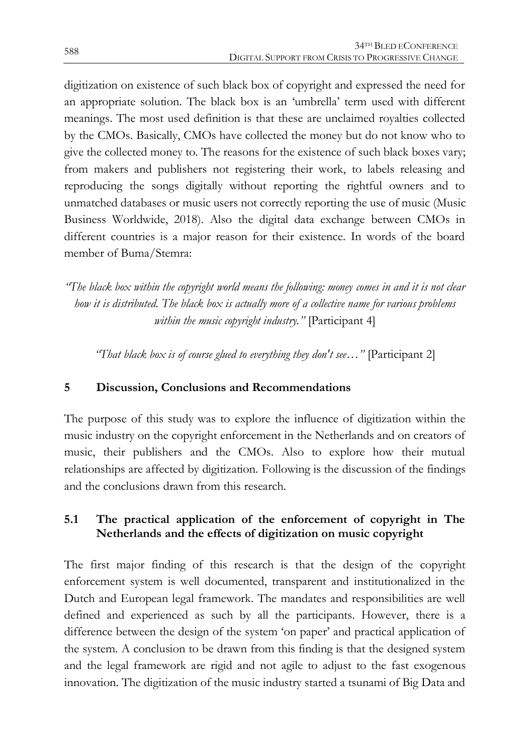digitization on existence of such black box of copyright and expressed the need for an appropriate solution. The black box is an 'umbrella' term used with different meanings. The most used definition is that these are unclaimed royalties collected by the CMOs. Basically, CMOs have collected the money but do not know who to give the collected money to. The reasons for the existence of such black boxes vary; from makers and publishers not registering their work, to labels releasing and reproducing the songs digitally without reporting the rightful owners and to unmatched databases or music users not correctly reporting the use of music (Music Business Worldwide, 2018). Also the digital data exchange between CMOs in different countries is a major reason for their existence. In words of the board member of Buma/Stemra:

*"The black box within the copyright world means the following: money comes in and it is not clear how it is distributed. The black box is actually more of a collective name for various problems within the music copyright industry."* [Participant 4]

*"That black box is of course glued to everything they don't see…"* [Participant 2]

## 5 Discussion, Conclusions and Recommendations

The purpose of this study was to explore the influence of digitization within the music industry on the copyright enforcement in the Netherlands and on creators of music, their publishers and the CMOs. Also to explore how their mutual relationships are affected by digitization. Following is the discussion of the findings and the conclusions drawn from this research.

### 5.1 The practical application of the enforcement of copyright in The Netherlands and the effects of digitization on music copyright

The first major finding of this research is that the design of the copyright enforcement system is well documented, transparent and institutionalized in the Dutch and European legal framework. The mandates and responsibilities are well defined and experienced as such by all the participants. However, there is a difference between the design of the system 'on paper' and practical application of the system. A conclusion to be drawn from this finding is that the designed system and the legal framework are rigid and not agile to adjust to the fast exogenous innovation. The digitization of the music industry started a tsunami of Big Data and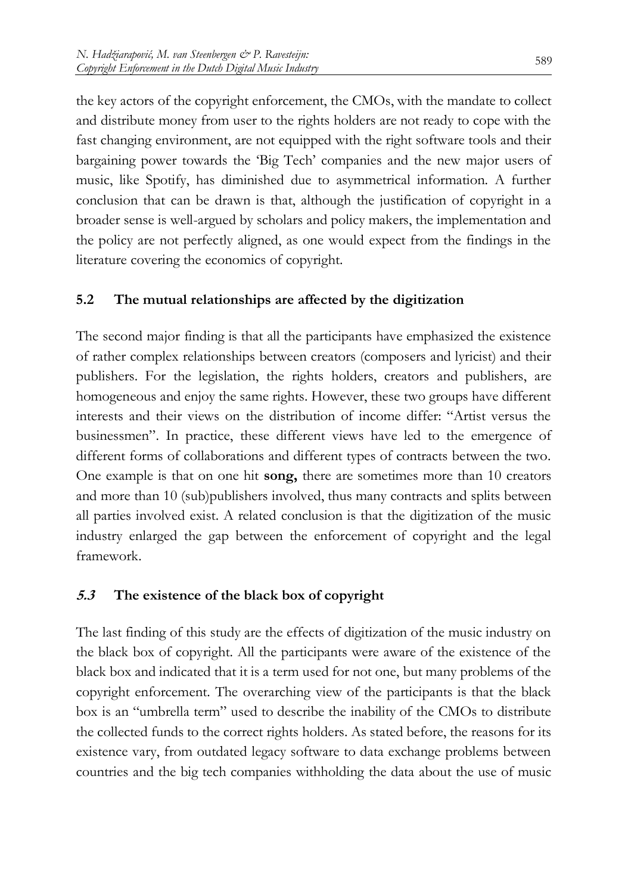the key actors of the copyright enforcement, the CMOs, with the mandate to collect and distribute money from user to the rights holders are not ready to cope with the fast changing environment, are not equipped with the right software tools and their bargaining power towards the 'Big Tech' companies and the new major users of music, like Spotify, has diminished due to asymmetrical information. A further conclusion that can be drawn is that, although the justification of copyright in a broader sense is well-argued by scholars and policy makers, the implementation and the policy are not perfectly aligned, as one would expect from the findings in the literature covering the economics of copyright.

### 5.2 The mutual relationships are affected by the digitization

The second major finding is that all the participants have emphasized the existence of rather complex relationships between creators (composers and lyricist) and their publishers. For the legislation, the rights holders, creators and publishers, are homogeneous and enjoy the same rights. However, these two groups have different interests and their views on the distribution of income differ: "Artist versus the businessmen". In practice, these different views have led to the emergence of different forms of collaborations and different types of contracts between the two. One example is that on one hit **song,** there are sometimes more than 10 creators and more than 10 (sub)publishers involved, thus many contracts and splits between all parties involved exist. A related conclusion is that the digitization of the music industry enlarged the gap between the enforcement of copyright and the legal framework.

### *5.3* The existence of the black box of copyright

The last finding of this study are the effects of digitization of the music industry on the black box of copyright. All the participants were aware of the existence of the black box and indicated that it is a term used for not one, but many problems of the copyright enforcement. The overarching view of the participants is that the black box is an "umbrella term" used to describe the inability of the CMOs to distribute the collected funds to the correct rights holders. As stated before, the reasons for its existence vary, from outdated legacy software to data exchange problems between countries and the big tech companies withholding the data about the use of music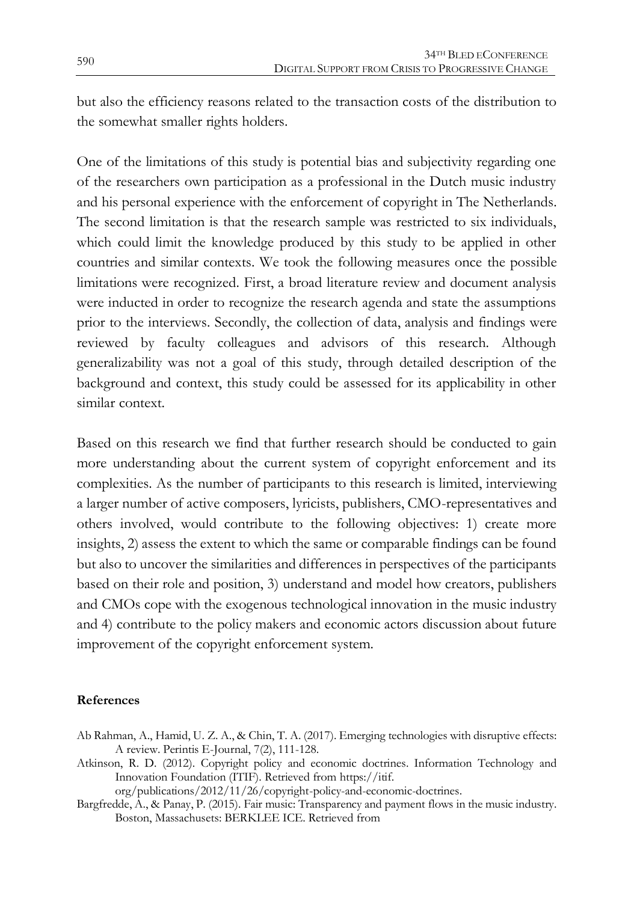but also the efficiency reasons related to the transaction costs of the distribution to the somewhat smaller rights holders.

One of the limitations of this study is potential bias and subjectivity regarding one of the researchers own participation as a professional in the Dutch music industry and his personal experience with the enforcement of copyright in The Netherlands. The second limitation is that the research sample was restricted to six individuals, which could limit the knowledge produced by this study to be applied in other countries and similar contexts. We took the following measures once the possible limitations were recognized. First, a broad literature review and document analysis were inducted in order to recognize the research agenda and state the assumptions prior to the interviews. Secondly, the collection of data, analysis and findings were reviewed by faculty colleagues and advisors of this research. Although generalizability was not a goal of this study, through detailed description of the background and context, this study could be assessed for its applicability in other similar context.

Based on this research we find that further research should be conducted to gain more understanding about the current system of copyright enforcement and its complexities. As the number of participants to this research is limited, interviewing a larger number of active composers, lyricists, publishers, CMO-representatives and others involved, would contribute to the following objectives: 1) create more insights, 2) assess the extent to which the same or comparable findings can be found but also to uncover the similarities and differences in perspectives of the participants based on their role and position, 3) understand and model how creators, publishers and CMOs cope with the exogenous technological innovation in the music industry and 4) contribute to the policy makers and economic actors discussion about future improvement of the copyright enforcement system.

**References**

Ab Rahman, A., Hamid, U. Z. A., & Chin, T. A. (2017). Emerging technologies with disruptive effects: A review. Perintis E-Journal, 7(2), 111-128.

Atkinson, R. D. (2012). Copyright policy and economic doctrines. Information Technology and Innovation Foundation (ITIF). Retrieved from https://itif. org/publications/2012/11/26/copyright-policy-and-economic-doctrines.

Bargfredde, A., & Panay, P. (2015). Fair music: Transparency and payment flows in the music industry. Boston, Massachusets: BERKLEE ICE. Retrieved from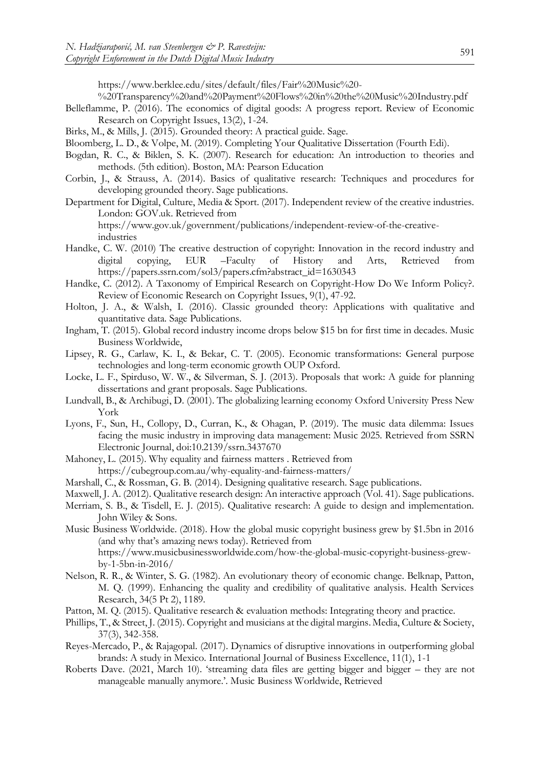https://www.berklee.edu/sites/default/files/Fair%20Music%20-%20Transparency%20and%20Payment%20Flows%20in%20the%20Music%20Industry.pdf

Belleflamme, P. (2016). The economics of digital goods: A progress report. Review of Economic Research on Copyright Issues, 13(2), 1-24.

Birks, M., & Mills, J. (2015). Grounded theory: A practical guide. Sage.

Bloomberg, L. D., & Volpe, M. (2019). Completing Your Qualitative Dissertation (Fourth Edi).

Bogdan, R. C., & Biklen, S. K. (2007). Research for education: An introduction to theories and methods. (5th edition). Boston, MA: Pearson Education

Corbin, J., & Strauss, A. (2014). Basics of qualitative research: Techniques and procedures for developing grounded theory. Sage publications.

Department for Digital, Culture, Media & Sport. (2017). Independent review of the creative industries. London: GOV.uk. Retrieved from https://www.gov.uk/government/publications/independent-review-of-the-creative-industries

Handke, C. W. (2010) The creative destruction of copyright: Innovation in the record industry and digital copying, EUR –Faculty of History and Arts, Retrieved from https://papers.ssrn.com/sol3/papers.cfm?abstract_id=1630343

Handke, C. (2012). A Taxonomy of Empirical Research on Copyright-How Do We Inform Policy?. Review of Economic Research on Copyright Issues, 9(1), 47-92.

Holton, J. A., & Walsh, I. (2016). Classic grounded theory: Applications with qualitative and quantitative data. Sage Publications.

Ingham, T. (2015). Global record industry income drops below $15 bn for first time in decades. Music Business Worldwide,

Lipsey, R. G., Carlaw, K. I., & Bekar, C. T. (2005). Economic transformations: General purpose technologies and long-term economic growth OUP Oxford.

Locke, L. F., Spirduso, W. W., & Silverman, S. J. (2013). Proposals that work: A guide for planning dissertations and grant proposals. Sage Publications.

Lundvall, B., & Archibugi, D. (2001). The globalizing learning economy Oxford University Press New York

Lyons, F., Sun, H., Collopy, D., Curran, K., & Ohagan, P. (2019). The music data dilemma: Issues facing the music industry in improving data management: Music 2025. Retrieved from SSRN Electronic Journal, doi:10.2139/ssrn.3437670

Mahoney, L. (2015). Why equality and fairness matters . Retrieved from https://cubegroup.com.au/why-equality-and-fairness-matters/

Marshall, C., & Rossman, G. B. (2014). Designing qualitative research. Sage publications.

Maxwell, J. A. (2012). Qualitative research design: An interactive approach (Vol. 41). Sage publications.

Merriam, S. B., & Tisdell, E. J. (2015). Qualitative research: A guide to design and implementation. John Wiley & Sons.

Music Business Worldwide. (2018). How the global music copyright business grew by $1.5bn in 2016 (and why that's amazing news today). Retrieved from https://www.musicbusinessworldwide.com/how-the-global-music-copyright-business-grew-by-1-5bn-in-2016/

Nelson, R. R., & Winter, S. G. (1982). An evolutionary theory of economic change. Belknap, Patton, M. Q. (1999). Enhancing the quality and credibility of qualitative analysis. Health Services Research, 34(5 Pt 2), 1189.

Patton, M. Q. (2015). Qualitative research & evaluation methods: Integrating theory and practice.

Phillips, T., & Street, J. (2015). Copyright and musicians at the digital margins. Media, Culture & Society, 37(3), 342-358.

Reyes-Mercado, P., & Rajagopal. (2017). Dynamics of disruptive innovations in outperforming global brands: A study in Mexico. International Journal of Business Excellence, 11(1), 1-1

Roberts Dave. (2021, March 10). 'streaming data files are getting bigger and bigger – they are not manageable manually anymore.'. Music Business Worldwide, Retrieved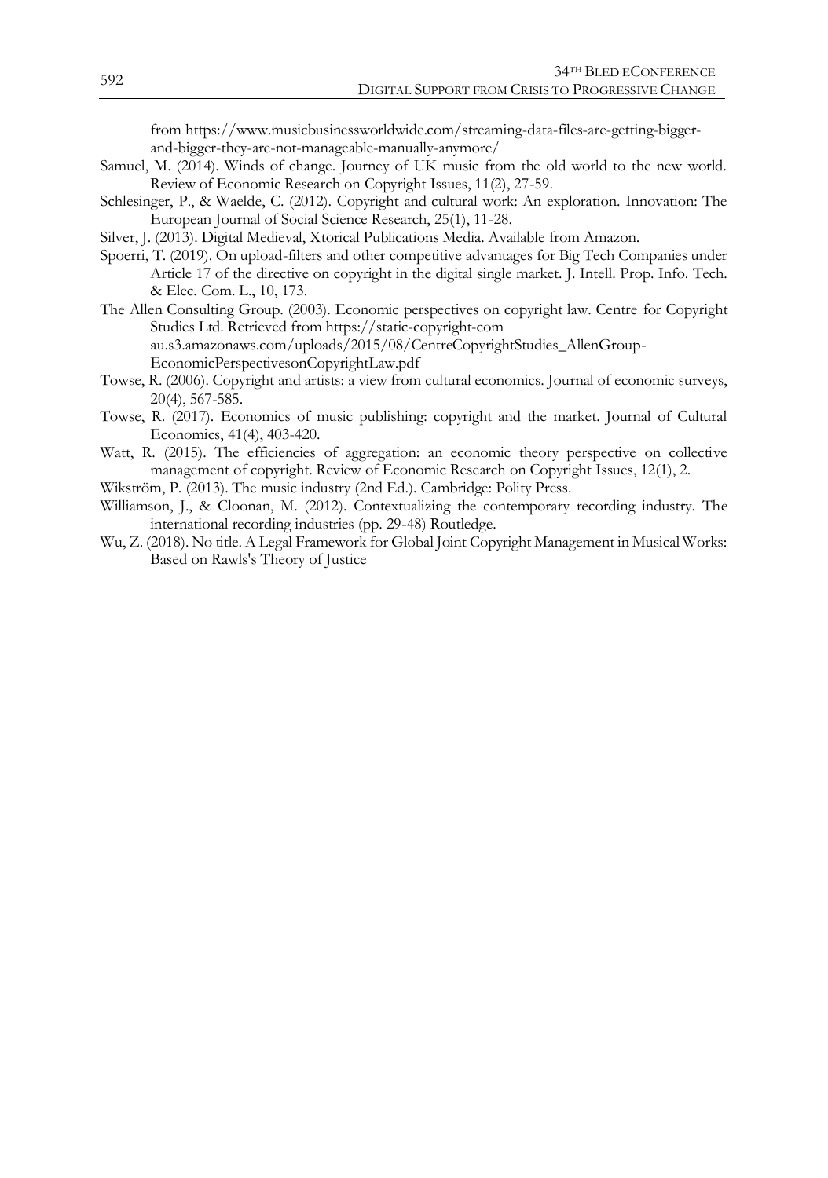from https://www.musicbusinessworldwide.com/streaming-data-files-are-getting-bigger-and-bigger-they-are-not-manageable-manually-anymore/

Samuel, M. (2014). Winds of change. Journey of UK music from the old world to the new world. Review of Economic Research on Copyright Issues, 11(2), 27-59.

Schlesinger, P., & Waelde, C. (2012). Copyright and cultural work: An exploration. Innovation: The European Journal of Social Science Research, 25(1), 11-28.

Silver, J. (2013). Digital Medieval, Xtorical Publications Media. Available from Amazon.

Spoerri, T. (2019). On upload-filters and other competitive advantages for Big Tech Companies under Article 17 of the directive on copyright in the digital single market. J. Intell. Prop. Info. Tech. & Elec. Com. L., 10, 173.

The Allen Consulting Group. (2003). Economic perspectives on copyright law. Centre for Copyright Studies Ltd. Retrieved from https://static-copyright-com au.s3.amazonaws.com/uploads/2015/08/CentreCopyrightStudies_AllenGroup-EconomicPerspectivesonCopyrightLaw.pdf

Towse, R. (2006). Copyright and artists: a view from cultural economics. Journal of economic surveys, 20(4), 567-585.

Towse, R. (2017). Economics of music publishing: copyright and the market. Journal of Cultural Economics, 41(4), 403-420.

Watt, R. (2015). The efficiencies of aggregation: an economic theory perspective on collective management of copyright. Review of Economic Research on Copyright Issues, 12(1), 2.

Wikström, P. (2013). The music industry (2nd Ed.). Cambridge: Polity Press.

Williamson, J., & Cloonan, M. (2012). Contextualizing the contemporary recording industry. The international recording industries (pp. 29-48) Routledge.

Wu, Z. (2018). No title. A Legal Framework for Global Joint Copyright Management in Musical Works: Based on Rawls's Theory of Justice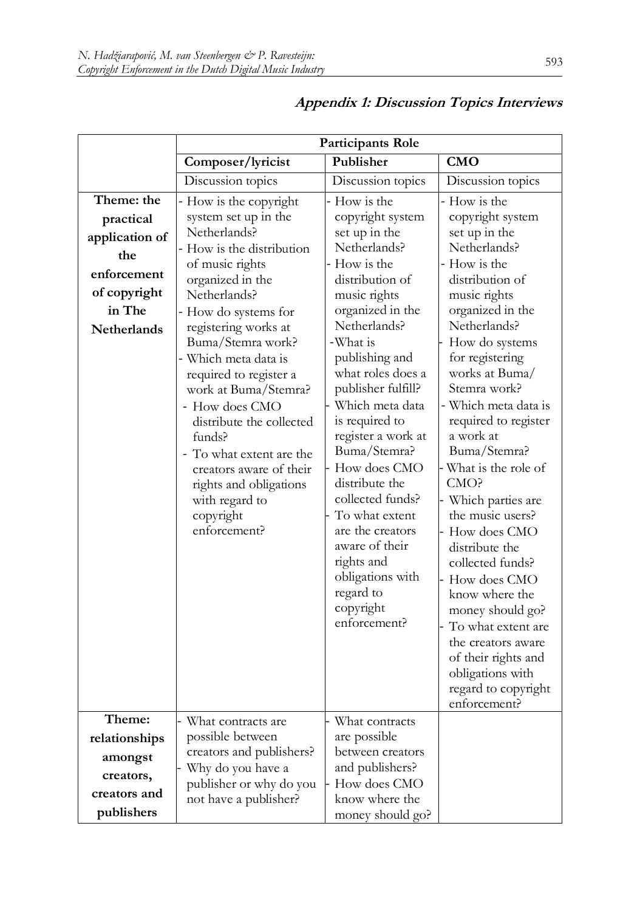## Appendix 1: Discussion Topics Interviews

| | **Participants Role** | | |
|---|---|---|---|
| | **Composer/lyricist** | **Publisher** | **CMO** |
| | Discussion topics | Discussion topics | Discussion topics |
| **Theme: the practical application of the enforcement of copyright in The Netherlands** | - How is the copyright system set up in the Netherlands?<br>- How is the distribution of music rights organized in the Netherlands?<br>- How do systems for registering works at Buma/Stemra work?<br>- Which meta data is required to register a work at Buma/Stemra?<br>- How does CMO distribute the collected funds?<br>- To what extent are the creators aware of their rights and obligations with regard to copyright enforcement? | - How is the copyright system set up in the Netherlands?<br>- How is the distribution of music rights organized in the Netherlands?<br>- What is publishing and what roles does a publisher fulfill?<br>- Which meta data is required to register a work at Buma/Stemra?<br>- How does CMO distribute the collected funds?<br>- To what extent are the creators aware of their rights and obligations with regard to copyright enforcement? | - How is the copyright system set up in the Netherlands?<br>- How is the distribution of music rights organized in the Netherlands?<br>- How do systems for registering works at Buma/ Stemra work?<br>- Which meta data is required to register a work at Buma/Stemra?<br>- What is the role of CMO?<br>- Which parties are the music users?<br>- How does CMO distribute the collected funds?<br>- How does CMO know where the money should go?<br>- To what extent are the creators aware of their rights and obligations with regard to copyright enforcement? |
| **Theme: relationships amongst creators, creators and publishers** | - What contracts are possible between creators and publishers?<br>- Why do you have a publisher or why do you not have a publisher? | - What contracts are possible between creators and publishers?<br>- How does CMO know where the money should go? | |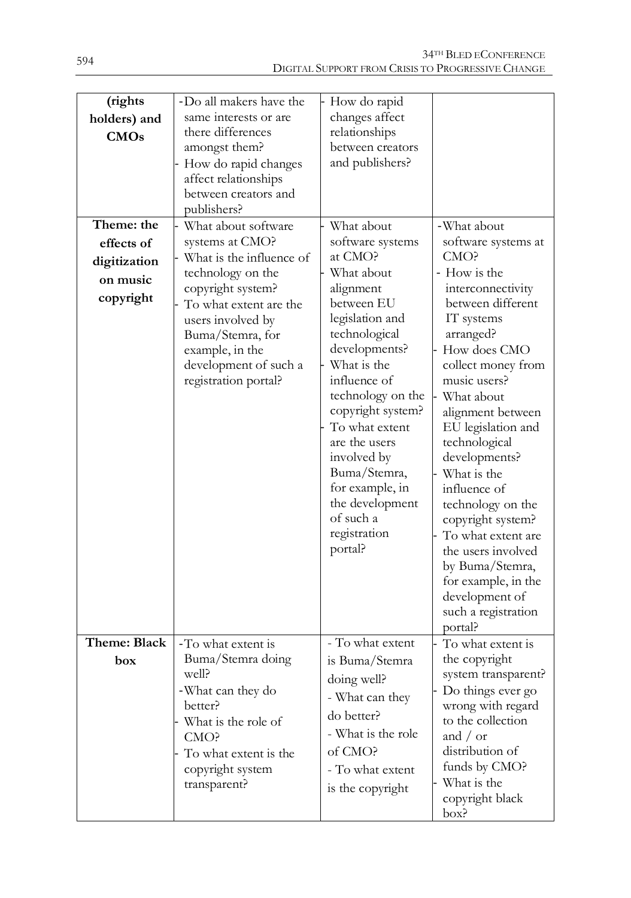| (rights holders) and CMOs | - Do all makers have the same interests or are there differences amongst them?<br>- How do rapid changes affect relationships between creators and publishers? | - How do rapid changes affect relationships between creators and publishers? | |
|---|---|---|---|
| Theme: the effects of digitization on music copyright | - What about software systems at CMO?<br>- What is the influence of technology on the copyright system?<br>- To what extent are the users involved by Buma/Stemra, for example, in the development of such a registration portal? | - What about software systems at CMO?<br>- What about alignment between EU legislation and technological developments?<br>- What is the influence of technology on the copyright system?<br>- To what extent are the users involved by Buma/Stemra, for example, in the development of such a registration portal? | - What about software systems at CMO?<br>- How is the interconnectivity between different IT systems arranged?<br>- How does CMO collect money from music users?<br>- What about alignment between EU legislation and technological developments?<br>- What is the influence of technology on the copyright system?<br>- To what extent are the users involved by Buma/Stemra, for example, in the development of such a registration portal? |
| Theme: Black box | - To what extent is Buma/Stemra doing well?<br>- What can they do better?<br>- What is the role of CMO?<br>- To what extent is the copyright system transparent? | - To what extent is Buma/Stemra doing well?<br>- What can they do better?<br>- What is the role of CMO?<br>- To what extent is the copyright | - To what extent is the copyright system transparent?<br>- Do things ever go wrong with regard to the collection and / or distribution of funds by CMO?<br>- What is the copyright black box? |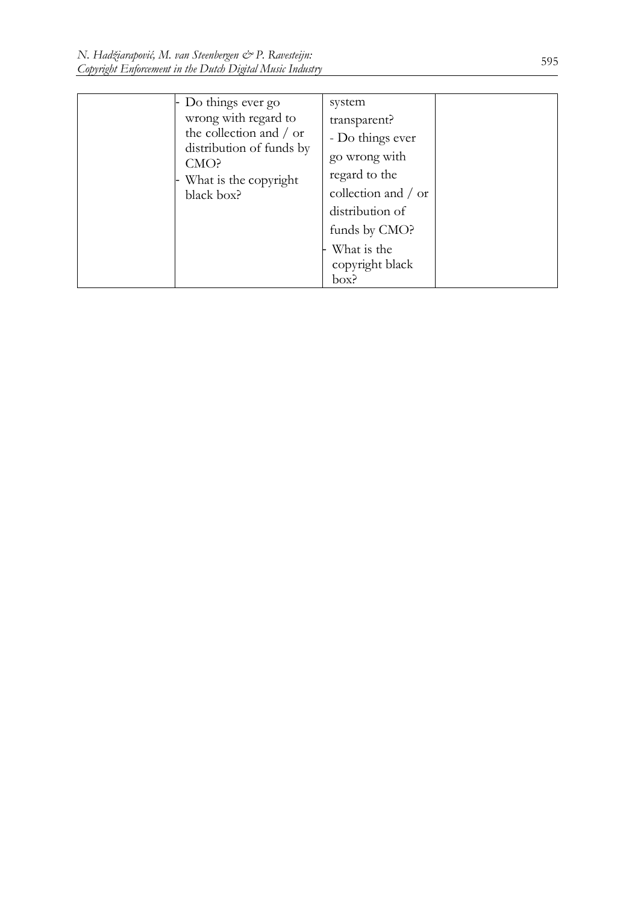| | | | |
|---|---|---|---|
| | - Do things ever go wrong with regard to the collection and / or distribution of funds by CMO?<br>- What is the copyright black box? | system transparent?<br>- Do things ever go wrong with regard to the collection and / or distribution of funds by CMO?<br>- What is the copyright black box? | |